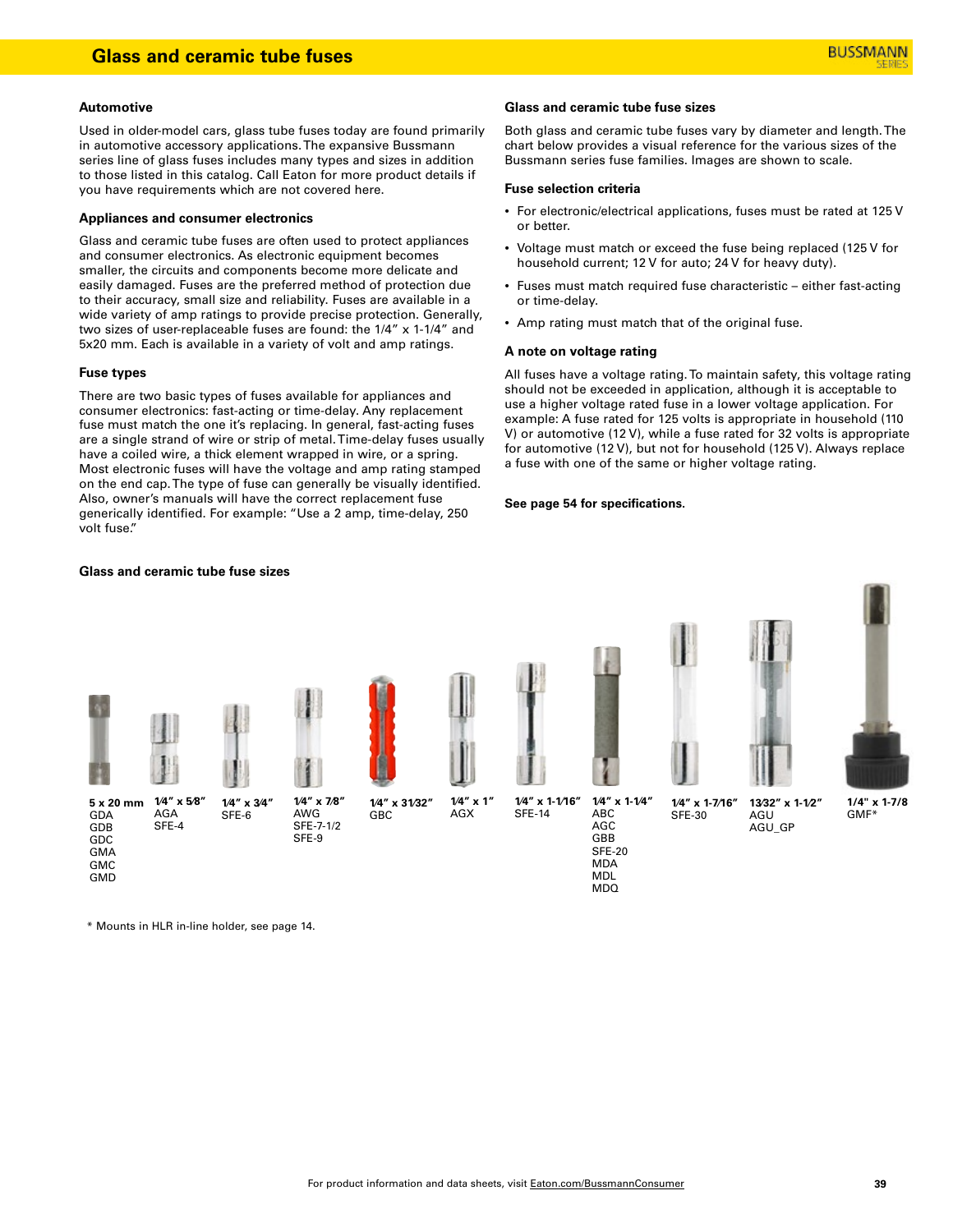## Glass and ceramic tube fuses

### Automotive

Used in older-model cars, glass tube fuses today are found primarily in automotive accessory applications. The expansive Bussmann series line of glass fuses includes many types and sizes in addition to those listed in this catalog. Call Eaton for more product details if you have requirements which are not covered here.

### Appliances and consumer electronics

Glass and ceramic tube fuses are often used to protect appliances and consumer electronics. As electronic equipment becomes smaller, the circuits and components become more delicate and easily damaged. Fuses are the preferred method of protection due to their accuracy, small size and reliability. Fuses are available in a wide variety of amp ratings to provide precise protection. Generally, two sizes of user-replaceable fuses are found: the 1/4" x 1-1/4" and 5x20 mm. Each is available in a variety of volt and amp ratings.

### Fuse types

There are two basic types of fuses available for appliances and consumer electronics: fast-acting or time-delay. Any replacement fuse must match the one it's replacing. In general, fast-acting fuses are a single strand of wire or strip of metal. Time-delay fuses usually have a coiled wire, a thick element wrapped in wire, or a spring. Most electronic fuses will have the voltage and amp rating stamped on the end cap. The type of fuse can generally be visually identified. Also, owner's manuals will have the correct replacement fuse generically identified. For example: "Use a 2 amp, time-delay, 250 volt fuse."

### Glass and ceramic tube fuse sizes

Both glass and ceramic tube fuses vary by diameter and length. The chart below provides a visual reference for the various sizes of the Bussmann series fuse families. Images are shown to scale.

### Fuse selection criteria

- For electronic/electrical applications, fuses must be rated at 125 V or better.
- Voltage must match or exceed the fuse being replaced (125 V for household current; 12 V for auto; 24 V for heavy duty).
- Fuses must match required fuse characteristic – either fast-acting or time-delay.
- Amp rating must match that of the original fuse.

### A note on voltage rating

All fuses have a voltage rating. To maintain safety, this voltage rating should not be exceeded in application, although it is acceptable to use a higher voltage rated fuse in a lower voltage application. For example: A fuse rated for 125 volts is appropriate in household (110 V) or automotive (12 V), while a fuse rated for 32 volts is appropriate for automotive (12 V), but not for household (125 V). Always replace a fuse with one of the same or higher voltage rating.

**See page 54 for specifications.**

### Glass and ceramic tube fuse sizes

| 5 x 20 mm | 1/4" x 5/8" | 1/4" x 3/4" | 1/4" x 7/8" | 1/4" x 31/32" | 1/4" x 1" | 1/4" x 1-1/16" | 1/4" x 1-1/4" | 1/4" x 1-7/16" | 13/32" x 1-1/2" | 1/4" x 1-7/8 |
|---|---|---|---|---|---|---|---|---|---|---|
| GDA | AGA | SFE-6 | AWG | GBC | AGX | SFE-14 | ABC | SFE-30 | AGU | GMF* |
| GDB | SFE-4 | | SFE-7-1/2 | | | | AGC | | AGU_GP | |
| GDC | | | SFE-9 | | | | GBB | | | |
| GMA | | | | | | | SFE-20 | | | |
| GMC | | | | | | | MDA | | | |
| GMD | | | | | | | MDL | | | |
| | | | | | | | MDQ | | | |

\* Mounts in HLR in-line holder, see page 14.

For product information and data sheets, visit Eaton.com/BussmannConsumer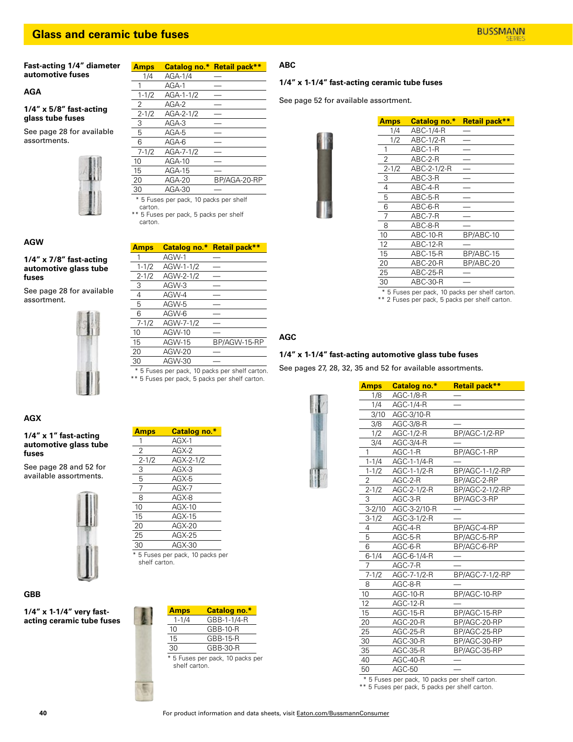# Glass and ceramic tube fuses

## Fast-acting 1/4" diameter automotive fuses

### AGA

**1/4" x 5/8" fast-acting glass tube fuses**

See page 28 for available assortments.

| Amps | Catalog no.* | Retail pack** |
|---|---|---|
| 1/4 | AGA-1/4 | — |
| 1 | AGA-1 | — |
| 1-1/2 | AGA-1-1/2 | — |
| 2 | AGA-2 | — |
| 2-1/2 | AGA-2-1/2 | — |
| 3 | AGA-3 | — |
| 5 | AGA-5 | — |
| 6 | AGA-6 | — |
| 7-1/2 | AGA-7-1/2 | — |
| 10 | AGA-10 | — |
| 15 | AGA-15 | — |
| 20 | AGA-20 | BP/AGA-20-RP |
| 30 | AGA-30 | — |

\* 5 Fuses per pack, 10 packs per shelf carton.
\*\* 5 Fuses per pack, 5 packs per shelf carton.

### AGW

**1/4" x 7/8" fast-acting automotive glass tube fuses**

See page 28 for available assortment.

| Amps | Catalog no.* | Retail pack** |
|---|---|---|
| 1 | AGW-1 | — |
| 1-1/2 | AGW-1-1/2 | — |
| 2-1/2 | AGW-2-1/2 | — |
| 3 | AGW-3 | — |
| 4 | AGW-4 | — |
| 5 | AGW-5 | — |
| 6 | AGW-6 | — |
| 7-1/2 | AGW-7-1/2 | — |
| 10 | AGW-10 | — |
| 15 | AGW-15 | BP/AGW-15-RP |
| 20 | AGW-20 | — |
| 30 | AGW-30 | — |

\* 5 Fuses per pack, 10 packs per shelf carton.
\*\* 5 Fuses per pack, 5 packs per shelf carton.

### AGX

**1/4" x 1" fast-acting automotive glass tube fuses**

See page 28 and 52 for available assortments.

| Amps | Catalog no.* |
|---|---|
| 1 | AGX-1 |
| 2 | AGX-2 |
| 2-1/2 | AGX-2-1/2 |
| 3 | AGX-3 |
| 5 | AGX-5 |
| 7 | AGX-7 |
| 8 | AGX-8 |
| 10 | AGX-10 |
| 15 | AGX-15 |
| 20 | AGX-20 |
| 25 | AGX-25 |
| 30 | AGX-30 |

\* 5 Fuses per pack, 10 packs per shelf carton.

### GBB

**1/4" x 1-1/4" very fast-acting ceramic tube fuses**

| Amps | Catalog no.* |
|---|---|
| 1-1/4 | GBB-1-1/4-R |
| 10 | GBB-10-R |
| 15 | GBB-15-R |
| 30 | GBB-30-R |

\* 5 Fuses per pack, 10 packs per shelf carton.

### ABC

**1/4" x 1-1/4" fast-acting ceramic tube fuses**

See page 52 for available assortment.

| Amps | Catalog no.* | Retail pack** |
|---|---|---|
| 1/4 | ABC-1/4-R | — |
| 1/2 | ABC-1/2-R | — |
| 1 | ABC-1-R | — |
| 2 | ABC-2-R | — |
| 2-1/2 | ABC-2-1/2-R | — |
| 3 | ABC-3-R | — |
| 4 | ABC-4-R | — |
| 5 | ABC-5-R | — |
| 6 | ABC-6-R | — |
| 7 | ABC-7-R | — |
| 8 | ABC-8-R | — |
| 10 | ABC-10-R | BP/ABC-10 |
| 12 | ABC-12-R | — |
| 15 | ABC-15-R | BP/ABC-15 |
| 20 | ABC-20-R | BP/ABC-20 |
| 25 | ABC-25-R | — |
| 30 | ABC-30-R | — |

\* 5 Fuses per pack, 10 packs per shelf carton.
\*\* 2 Fuses per pack, 5 packs per shelf carton.

### AGC

**1/4" x 1-1/4" fast-acting automotive glass tube fuses**

See pages 27, 28, 32, 35 and 52 for available assortments.

| Amps | Catalog no.* | Retail pack** |
|---|---|---|
| 1/8 | AGC-1/8-R | — |
| 1/4 | AGC-1/4-R | — |
| 3/10 | AGC-3/10-R | |
| 3/8 | AGC-3/8-R | — |
| 1/2 | AGC-1/2-R | BP/AGC-1/2-RP |
| 3/4 | AGC-3/4-R | — |
| 1 | AGC-1-R | BP/AGC-1-RP |
| 1-1/4 | AGC-1-1/4-R | — |
| 1-1/2 | AGC-1-1/2-R | BP/AGC-1-1/2-RP |
| 2 | AGC-2-R | BP/AGC-2-RP |
| 2-1/2 | AGC-2-1/2-R | BP/AGC-2-1/2-RP |
| 3 | AGC-3-R | BP/AGC-3-RP |
| 3-2/10 | AGC-3-2/10-R | — |
| 3-1/2 | AGC-3-1/2-R | — |
| 4 | AGC-4-R | BP/AGC-4-RP |
| 5 | AGC-5-R | BP/AGC-5-RP |
| 6 | AGC-6-R | BP/AGC-6-RP |
| 6-1/4 | AGC-6-1/4-R | — |
| 7 | AGC-7-R | — |
| 7-1/2 | AGC-7-1/2-R | BP/AGC-7-1/2-RP |
| 8 | AGC-8-R | — |
| 10 | AGC-10-R | BP/AGC-10-RP |
| 12 | AGC-12-R | — |
| 15 | AGC-15-R | BP/AGC-15-RP |
| 20 | AGC-20-R | BP/AGC-20-RP |
| 25 | AGC-25-R | BP/AGC-25-RP |
| 30 | AGC-30-R | BP/AGC-30-RP |
| 35 | AGC-35-R | BP/AGC-35-RP |
| 40 | AGC-40-R | — |
| 50 | AGC-50 | — |

\* 5 Fuses per pack, 10 packs per shelf carton.
\*\* 5 Fuses per pack, 5 packs per shelf carton.

For product information and data sheets, visit Eaton.com/BussmannConsumer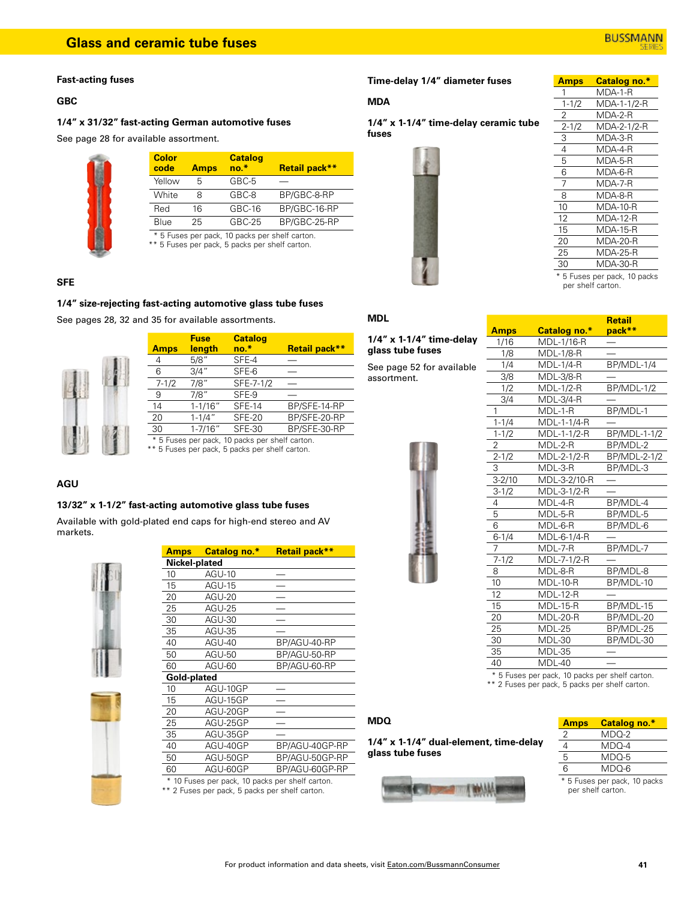# Glass and ceramic tube fuses

## Fast-acting fuses

### GBC

**1/4" x 31/32" fast-acting German automotive fuses**

See page 28 for available assortment.

| Color code | Amps | Catalog no.* | Retail pack** |
|---|---|---|---|
| Yellow | 5 | GBC-5 | — |
| White | 8 | GBC-8 | BP/GBC-8-RP |
| Red | 16 | GBC-16 | BP/GBC-16-RP |
| Blue | 25 | GBC-25 | BP/GBC-25-RP |

\* 5 Fuses per pack, 10 packs per shelf carton.
** 5 Fuses per pack, 5 packs per shelf carton.

### SFE

**1/4" size-rejecting fast-acting automotive glass tube fuses**

See pages 28, 32 and 35 for available assortments.

| Amps | Fuse length | Catalog no.* | Retail pack** |
|---|---|---|---|
| 4 | 5/8" | SFE-4 | — |
| 6 | 3/4" | SFE-6 | — |
| 7-1/2 | 7/8" | SFE-7-1/2 | — |
| 9 | 7/8" | SFE-9 | — |
| 14 | 1-1/16" | SFE-14 | BP/SFE-14-RP |
| 20 | 1-1/4" | SFE-20 | BP/SFE-20-RP |
| 30 | 1-7/16" | SFE-30 | BP/SFE-30-RP |

\* 5 Fuses per pack, 10 packs per shelf carton.
** 5 Fuses per pack, 5 packs per shelf carton.

### AGU

**13/32" x 1-1/2" fast-acting automotive glass tube fuses**

Available with gold-plated end caps for high-end stereo and AV markets.

| Amps | Catalog no.* | Retail pack** |
|---|---|---|
| **Nickel-plated** | | |
| 10 | AGU-10 | — |
| 15 | AGU-15 | — |
| 20 | AGU-20 | — |
| 25 | AGU-25 | — |
| 30 | AGU-30 | — |
| 35 | AGU-35 | — |
| 40 | AGU-40 | BP/AGU-40-RP |
| 50 | AGU-50 | BP/AGU-50-RP |
| 60 | AGU-60 | BP/AGU-60-RP |
| **Gold-plated** | | |
| 10 | AGU-10GP | — |
| 15 | AGU-15GP | — |
| 20 | AGU-20GP | — |
| 25 | AGU-25GP | — |
| 35 | AGU-35GP | — |
| 40 | AGU-40GP | BP/AGU-40GP-RP |
| 50 | AGU-50GP | BP/AGU-50GP-RP |
| 60 | AGU-60GP | BP/AGU-60GP-RP |

\* 10 Fuses per pack, 10 packs per shelf carton.
** 2 Fuses per pack, 5 packs per shelf carton.

## Time-delay 1/4" diameter fuses

### MDA

**1/4" x 1-1/4" time-delay ceramic tube fuses**

| Amps | Catalog no.* |
|---|---|
| 1 | MDA-1-R |
| 1-1/2 | MDA-1-1/2-R |
| 2 | MDA-2-R |
| 2-1/2 | MDA-2-1/2-R |
| 3 | MDA-3-R |
| 4 | MDA-4-R |
| 5 | MDA-5-R |
| 6 | MDA-6-R |
| 7 | MDA-7-R |
| 8 | MDA-8-R |
| 10 | MDA-10-R |
| 12 | MDA-12-R |
| 15 | MDA-15-R |
| 20 | MDA-20-R |
| 25 | MDA-25-R |
| 30 | MDA-30-R |

\* 5 Fuses per pack, 10 packs per shelf carton.

### MDL

**1/4" x 1-1/4" time-delay glass tube fuses**

See page 52 for available assortment.

| Amps | Catalog no.* | Retail pack** |
|---|---|---|
| 1/16 | MDL-1/16-R | — |
| 1/8 | MDL-1/8-R | — |
| 1/4 | MDL-1/4-R | BP/MDL-1/4 |
| 3/8 | MDL-3/8-R | — |
| 1/2 | MDL-1/2-R | BP/MDL-1/2 |
| 3/4 | MDL-3/4-R | — |
| 1 | MDL-1-R | BP/MDL-1 |
| 1-1/4 | MDL-1-1/4-R | — |
| 1-1/2 | MDL-1-1/2-R | BP/MDL-1-1/2 |
| 2 | MDL-2-R | BP/MDL-2 |
| 2-1/2 | MDL-2-1/2-R | BP/MDL-2-1/2 |
| 3 | MDL-3-R | BP/MDL-3 |
| 3-2/10 | MDL-3-2/10-R | — |
| 3-1/2 | MDL-3-1/2-R | — |
| 4 | MDL-4-R | BP/MDL-4 |
| 5 | MDL-5-R | BP/MDL-5 |
| 6 | MDL-6-R | BP/MDL-6 |
| 6-1/4 | MDL-6-1/4-R | — |
| 7 | MDL-7-R | BP/MDL-7 |
| 7-1/2 | MDL-7-1/2-R | — |
| 8 | MDL-8-R | BP/MDL-8 |
| 10 | MDL-10-R | BP/MDL-10 |
| 12 | MDL-12-R | — |
| 15 | MDL-15-R | BP/MDL-15 |
| 20 | MDL-20-R | BP/MDL-20 |
| 25 | MDL-25 | BP/MDL-25 |
| 30 | MDL-30 | BP/MDL-30 |
| 35 | MDL-35 | — |
| 40 | MDL-40 | — |

\* 5 Fuses per pack, 10 packs per shelf carton.
** 2 Fuses per pack, 5 packs per shelf carton.

### MDQ

**1/4" x 1-1/4" dual-element, time-delay glass tube fuses**

| Amps | Catalog no.* |
|---|---|
| 2 | MDQ-2 |
| 4 | MDQ-4 |
| 5 | MDQ-5 |
| 6 | MDQ-6 |

\* 5 Fuses per pack, 10 packs per shelf carton.

For product information and data sheets, visit Eaton.com/BussmannConsumer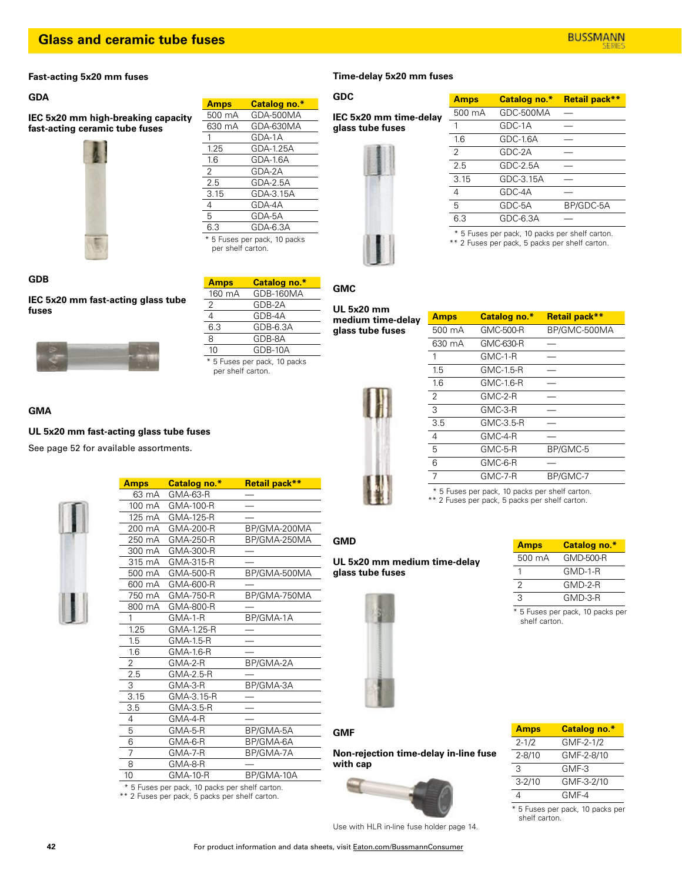# Glass and ceramic tube fuses

## Fast-acting 5x20 mm fuses

### GDA

**IEC 5x20 mm high-breaking capacity fast-acting ceramic tube fuses**

| Amps | Catalog no.* |
|---|---|
| 500 mA | GDA-500MA |
| 630 mA | GDA-630MA |
| 1 | GDA-1A |
| 1.25 | GDA-1.25A |
| 1.6 | GDA-1.6A |
| 2 | GDA-2A |
| 2.5 | GDA-2.5A |
| 3.15 | GDA-3.15A |
| 4 | GDA-4A |
| 5 | GDA-5A |
| 6.3 | GDA-6.3A |

* 5 Fuses per pack, 10 packs per shelf carton.

### GDB

**IEC 5x20 mm fast-acting glass tube fuses**

| Amps | Catalog no.* |
|---|---|
| 160 mA | GDB-160MA |
| 2 | GDB-2A |
| 4 | GDB-4A |
| 6.3 | GDB-6.3A |
| 8 | GDB-8A |
| 10 | GDB-10A |

* 5 Fuses per pack, 10 packs per shelf carton.

### GMA

**UL 5x20 mm fast-acting glass tube fuses**

See page 52 for available assortments.

| Amps | Catalog no.* | Retail pack** |
|---|---|---|
| 63 mA | GMA-63-R | — |
| 100 mA | GMA-100-R | — |
| 125 mA | GMA-125-R | — |
| 200 mA | GMA-200-R | BP/GMA-200MA |
| 250 mA | GMA-250-R | BP/GMA-250MA |
| 300 mA | GMA-300-R | — |
| 315 mA | GMA-315-R | — |
| 500 mA | GMA-500-R | BP/GMA-500MA |
| 600 mA | GMA-600-R | — |
| 750 mA | GMA-750-R | BP/GMA-750MA |
| 800 mA | GMA-800-R | — |
| 1 | GMA-1-R | BP/GMA-1A |
| 1.25 | GMA-1.25-R | — |
| 1.5 | GMA-1.5-R | — |
| 1.6 | GMA-1.6-R | — |
| 2 | GMA-2-R | BP/GMA-2A |
| 2.5 | GMA-2.5-R | — |
| 3 | GMA-3-R | BP/GMA-3A |
| 3.15 | GMA-3.15-R | — |
| 3.5 | GMA-3.5-R | — |
| 4 | GMA-4-R | — |
| 5 | GMA-5-R | BP/GMA-5A |
| 6 | GMA-6-R | BP/GMA-6A |
| 7 | GMA-7-R | BP/GMA-7A |
| 8 | GMA-8-R | — |
| 10 | GMA-10-R | BP/GMA-10A |

* 5 Fuses per pack, 10 packs per shelf carton.
** 2 Fuses per pack, 5 packs per shelf carton.

## Time-delay 5x20 mm fuses

### GDC

**IEC 5x20 mm time-delay glass tube fuses**

| Amps | Catalog no.* | Retail pack** |
|---|---|---|
| 500 mA | GDC-500MA | — |
| 1 | GDC-1A | — |
| 1.6 | GDC-1.6A | — |
| 2 | GDC-2A | — |
| 2.5 | GDC-2.5A | — |
| 3.15 | GDC-3.15A | — |
| 4 | GDC-4A | — |
| 5 | GDC-5A | BP/GDC-5A |
| 6.3 | GDC-6.3A | — |

* 5 Fuses per pack, 10 packs per shelf carton.
** 2 Fuses per pack, 5 packs per shelf carton.

### GMC

**UL 5x20 mm medium time-delay glass tube fuses**

| Amps | Catalog no.* | Retail pack** |
|---|---|---|
| 500 mA | GMC-500-R | BP/GMC-500MA |
| 630 mA | GMC-630-R | — |
| 1 | GMC-1-R | — |
| 1.5 | GMC-1.5-R | — |
| 1.6 | GMC-1.6-R | — |
| 2 | GMC-2-R | — |
| 3 | GMC-3-R | — |
| 3.5 | GMC-3.5-R | — |
| 4 | GMC-4-R | — |
| 5 | GMC-5-R | BP/GMC-5 |
| 6 | GMC-6-R | — |
| 7 | GMC-7-R | BP/GMC-7 |

* 5 Fuses per pack, 10 packs per shelf carton.
** 2 Fuses per pack, 5 packs per shelf carton.

### GMD

**UL 5x20 mm medium time-delay glass tube fuses**

| Amps | Catalog no.* |
|---|---|
| 500 mA | GMD-500-R |
| 1 | GMD-1-R |
| 2 | GMD-2-R |
| 3 | GMD-3-R |

* 5 Fuses per pack, 10 packs per shelf carton.

### GMF

**Non-rejection time-delay in-line fuse with cap**

| Amps | Catalog no.* |
|---|---|
| 2-1/2 | GMF-2-1/2 |
| 2-8/10 | GMF-2-8/10 |
| 3 | GMF-3 |
| 3-2/10 | GMF-3-2/10 |
| 4 | GMF-4 |

* 5 Fuses per pack, 10 packs per shelf carton.

Use with HLR in-line fuse holder page 14.

For product information and data sheets, visit Eaton.com/BussmannConsumer